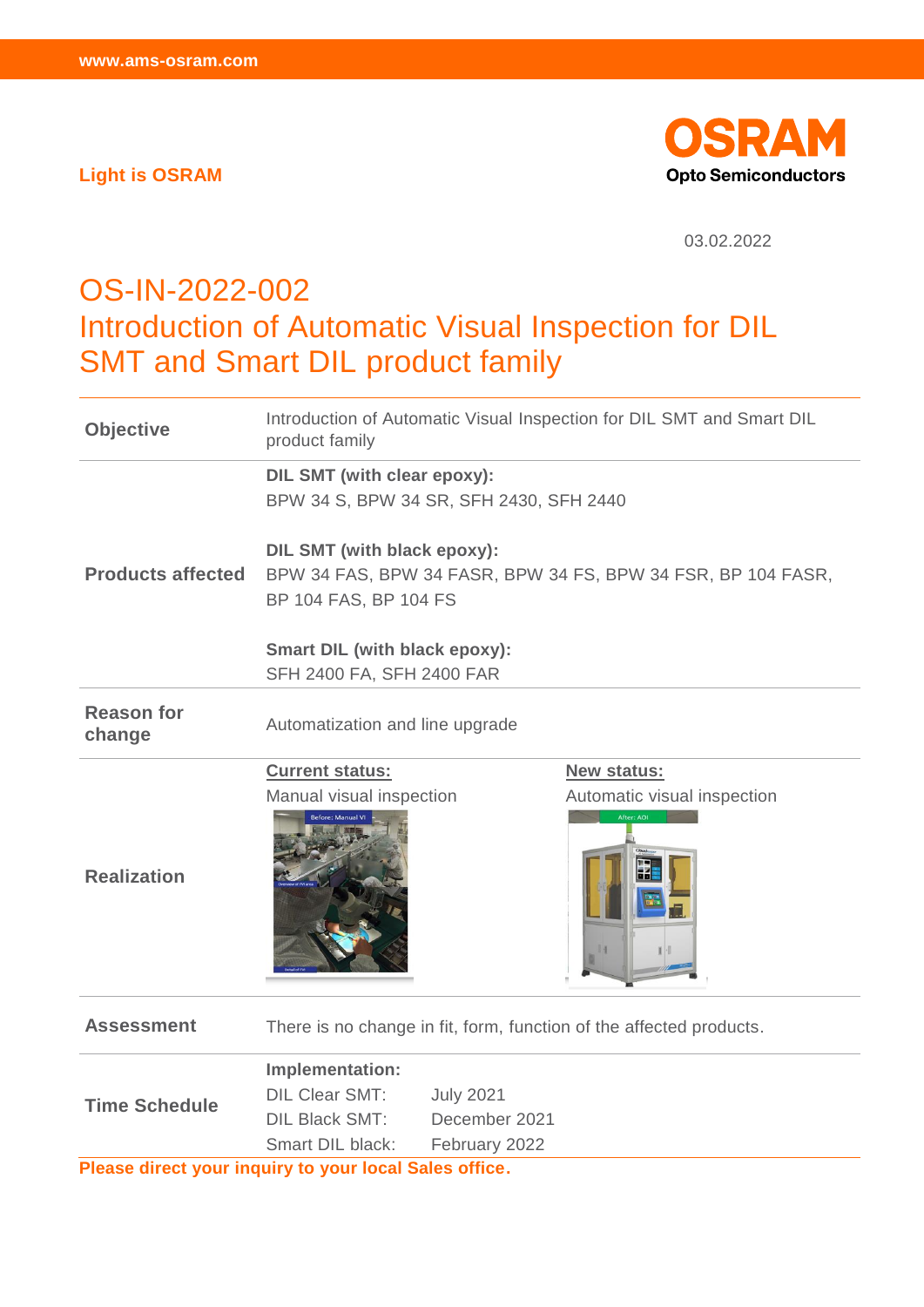www.ams-osram.com

Light is OSRAM

**OSRAM**
**Opto Semiconductors**

03.02.2022

# OS-IN-2022-002
# Introduction of Automatic Visual Inspection for DIL SMT and Smart DIL product family

| | | |
|---|---|---|
| **Objective** | Introduction of Automatic Visual Inspection for DIL SMT and Smart DIL product family | |
| **Products affected** | **DIL SMT (with clear epoxy):**<br>BPW 34 S, BPW 34 SR, SFH 2430, SFH 2440<br><br>**DIL SMT (with black epoxy):**<br>BPW 34 FAS, BPW 34 FASR, BPW 34 FS, BPW 34 FSR, BP 104 FASR, BP 104 FAS, BP 104 FS<br><br>**Smart DIL (with black epoxy):**<br>SFH 2400 FA, SFH 2400 FAR | |
| **Reason for change** | Automatization and line upgrade | |
| **Realization** | **Current status:**<br>Manual visual inspection | **New status:**<br>Automatic visual inspection |
| **Assessment** | There is no change in fit, form, function of the affected products. | |
| **Time Schedule** | **Implementation:**<br>DIL Clear SMT: July 2021<br>DIL Black SMT: December 2021<br>Smart DIL black: February 2022 | |

**Please direct your inquiry to your local Sales office.**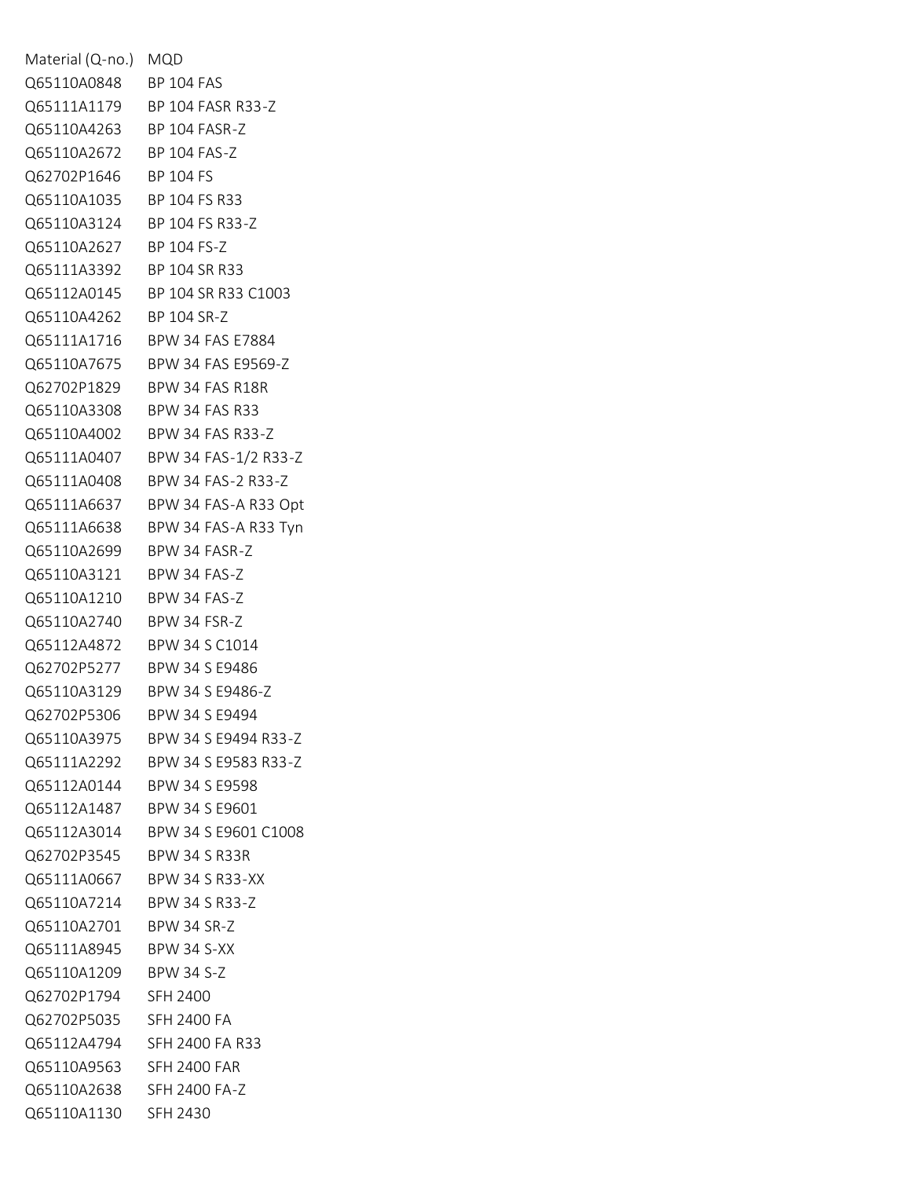| Material (Q-no.) | MQD |
|---|---|
| Q65110A0848 | BP 104 FAS |
| Q65111A1179 | BP 104 FASR R33-Z |
| Q65110A4263 | BP 104 FASR-Z |
| Q65110A2672 | BP 104 FAS-Z |
| Q62702P1646 | BP 104 FS |
| Q65110A1035 | BP 104 FS R33 |
| Q65110A3124 | BP 104 FS R33-Z |
| Q65110A2627 | BP 104 FS-Z |
| Q65111A3392 | BP 104 SR R33 |
| Q65112A0145 | BP 104 SR R33 C1003 |
| Q65110A4262 | BP 104 SR-Z |
| Q65111A1716 | BPW 34 FAS E7884 |
| Q65110A7675 | BPW 34 FAS E9569-Z |
| Q62702P1829 | BPW 34 FAS R18R |
| Q65110A3308 | BPW 34 FAS R33 |
| Q65110A4002 | BPW 34 FAS R33-Z |
| Q65111A0407 | BPW 34 FAS-1/2 R33-Z |
| Q65111A0408 | BPW 34 FAS-2 R33-Z |
| Q65111A6637 | BPW 34 FAS-A R33 Opt |
| Q65111A6638 | BPW 34 FAS-A R33 Tyn |
| Q65110A2699 | BPW 34 FASR-Z |
| Q65110A3121 | BPW 34 FAS-Z |
| Q65110A1210 | BPW 34 FAS-Z |
| Q65110A2740 | BPW 34 FSR-Z |
| Q65112A4872 | BPW 34 S C1014 |
| Q62702P5277 | BPW 34 S E9486 |
| Q65110A3129 | BPW 34 S E9486-Z |
| Q62702P5306 | BPW 34 S E9494 |
| Q65110A3975 | BPW 34 S E9494 R33-Z |
| Q65111A2292 | BPW 34 S E9583 R33-Z |
| Q65112A0144 | BPW 34 S E9598 |
| Q65112A1487 | BPW 34 S E9601 |
| Q65112A3014 | BPW 34 S E9601 C1008 |
| Q62702P3545 | BPW 34 S R33R |
| Q65111A0667 | BPW 34 S R33-XX |
| Q65110A7214 | BPW 34 S R33-Z |
| Q65110A2701 | BPW 34 SR-Z |
| Q65111A8945 | BPW 34 S-XX |
| Q65110A1209 | BPW 34 S-Z |
| Q62702P1794 | SFH 2400 |
| Q62702P5035 | SFH 2400 FA |
| Q65112A4794 | SFH 2400 FA R33 |
| Q65110A9563 | SFH 2400 FAR |
| Q65110A2638 | SFH 2400 FA-Z |
| Q65110A1130 | SFH 2430 |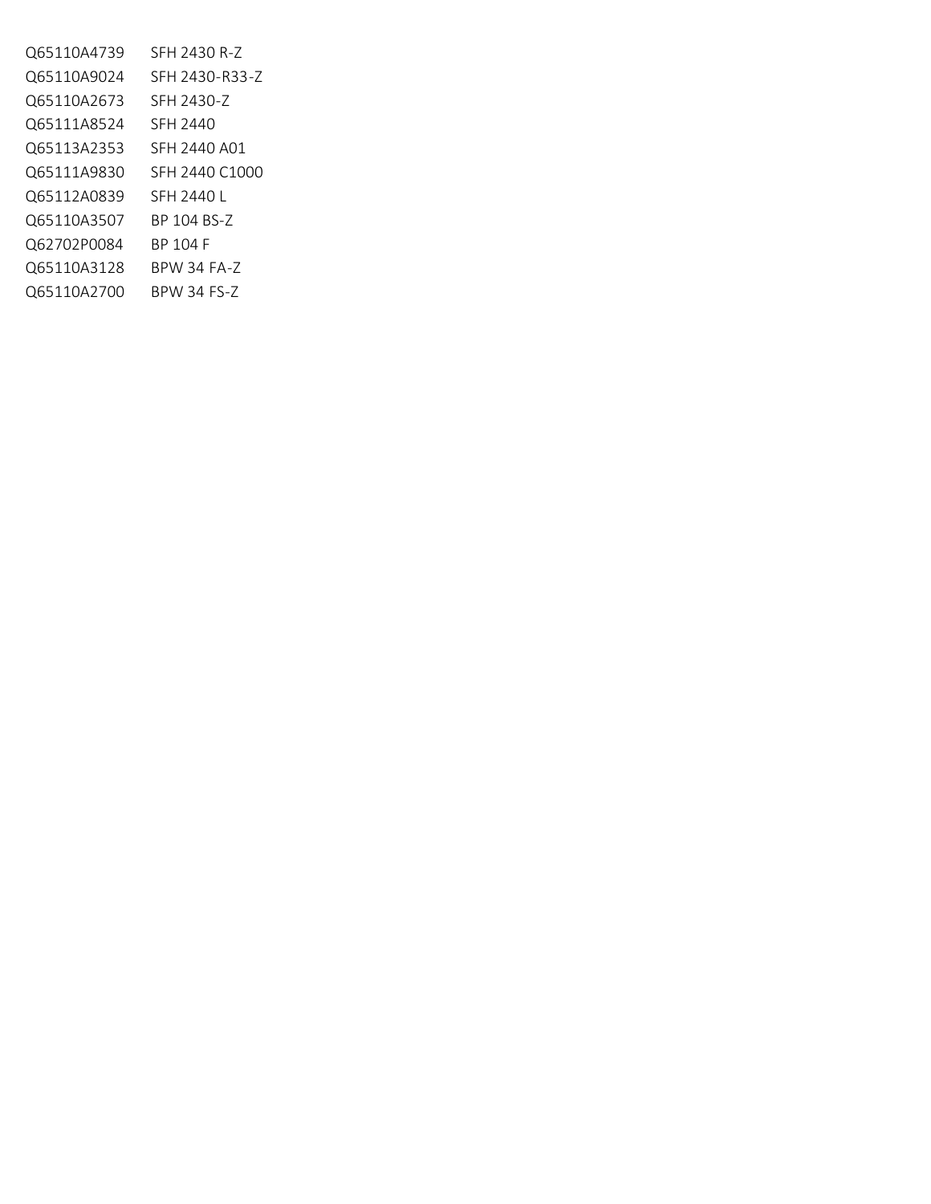| | |
|---|---|
| Q65110A4739 | SFH 2430 R-Z |
| Q65110A9024 | SFH 2430-R33-Z |
| Q65110A2673 | SFH 2430-Z |
| Q65111A8524 | SFH 2440 |
| Q65113A2353 | SFH 2440 A01 |
| Q65111A9830 | SFH 2440 C1000 |
| Q65112A0839 | SFH 2440 L |
| Q65110A3507 | BP 104 BS-Z |
| Q62702P0084 | BP 104 F |
| Q65110A3128 | BPW 34 FA-Z |
| Q65110A2700 | BPW 34 FS-Z |